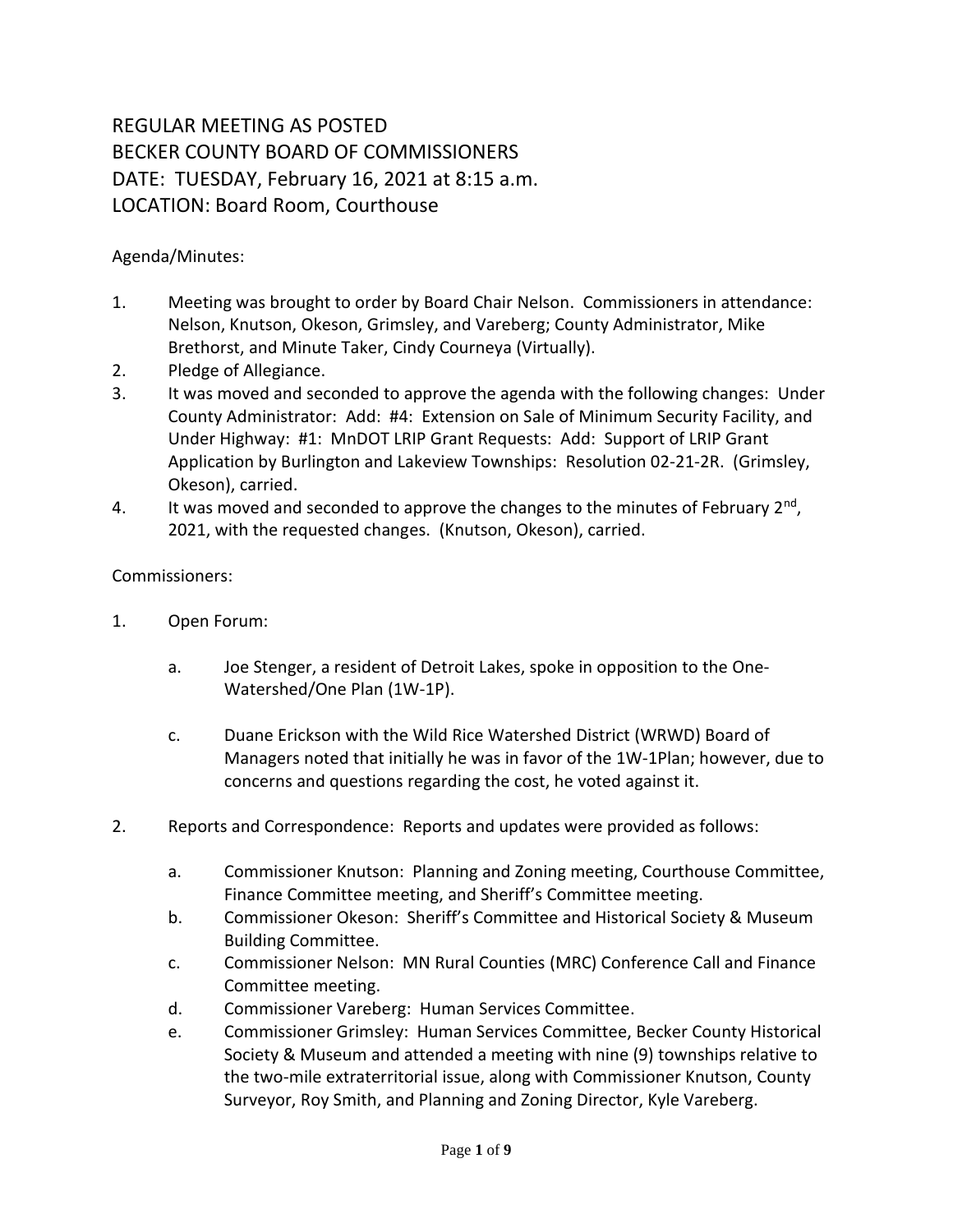REGULAR MEETING AS POSTED
BECKER COUNTY BOARD OF COMMISSIONERS
DATE: TUESDAY, February 16, 2021 at 8:15 a.m.
LOCATION: Board Room, Courthouse

Agenda/Minutes:

1. Meeting was brought to order by Board Chair Nelson. Commissioners in attendance: Nelson, Knutson, Okeson, Grimsley, and Vareberg; County Administrator, Mike Brethorst, and Minute Taker, Cindy Courneya (Virtually).
2. Pledge of Allegiance.
3. It was moved and seconded to approve the agenda with the following changes: Under County Administrator: Add: #4: Extension on Sale of Minimum Security Facility, and Under Highway: #1: MnDOT LRIP Grant Requests: Add: Support of LRIP Grant Application by Burlington and Lakeview Townships: Resolution 02-21-2R. (Grimsley, Okeson), carried.
4. It was moved and seconded to approve the changes to the minutes of February 2nd, 2021, with the requested changes. (Knutson, Okeson), carried.

Commissioners:

1. Open Forum:

   a. Joe Stenger, a resident of Detroit Lakes, spoke in opposition to the One-Watershed/One Plan (1W-1P).

   c. Duane Erickson with the Wild Rice Watershed District (WRWD) Board of Managers noted that initially he was in favor of the 1W-1Plan; however, due to concerns and questions regarding the cost, he voted against it.

2. Reports and Correspondence: Reports and updates were provided as follows:

   a. Commissioner Knutson: Planning and Zoning meeting, Courthouse Committee, Finance Committee meeting, and Sheriff's Committee meeting.
   b. Commissioner Okeson: Sheriff's Committee and Historical Society & Museum Building Committee.
   c. Commissioner Nelson: MN Rural Counties (MRC) Conference Call and Finance Committee meeting.
   d. Commissioner Vareberg: Human Services Committee.
   e. Commissioner Grimsley: Human Services Committee, Becker County Historical Society & Museum and attended a meeting with nine (9) townships relative to the two-mile extraterritorial issue, along with Commissioner Knutson, County Surveyor, Roy Smith, and Planning and Zoning Director, Kyle Vareberg.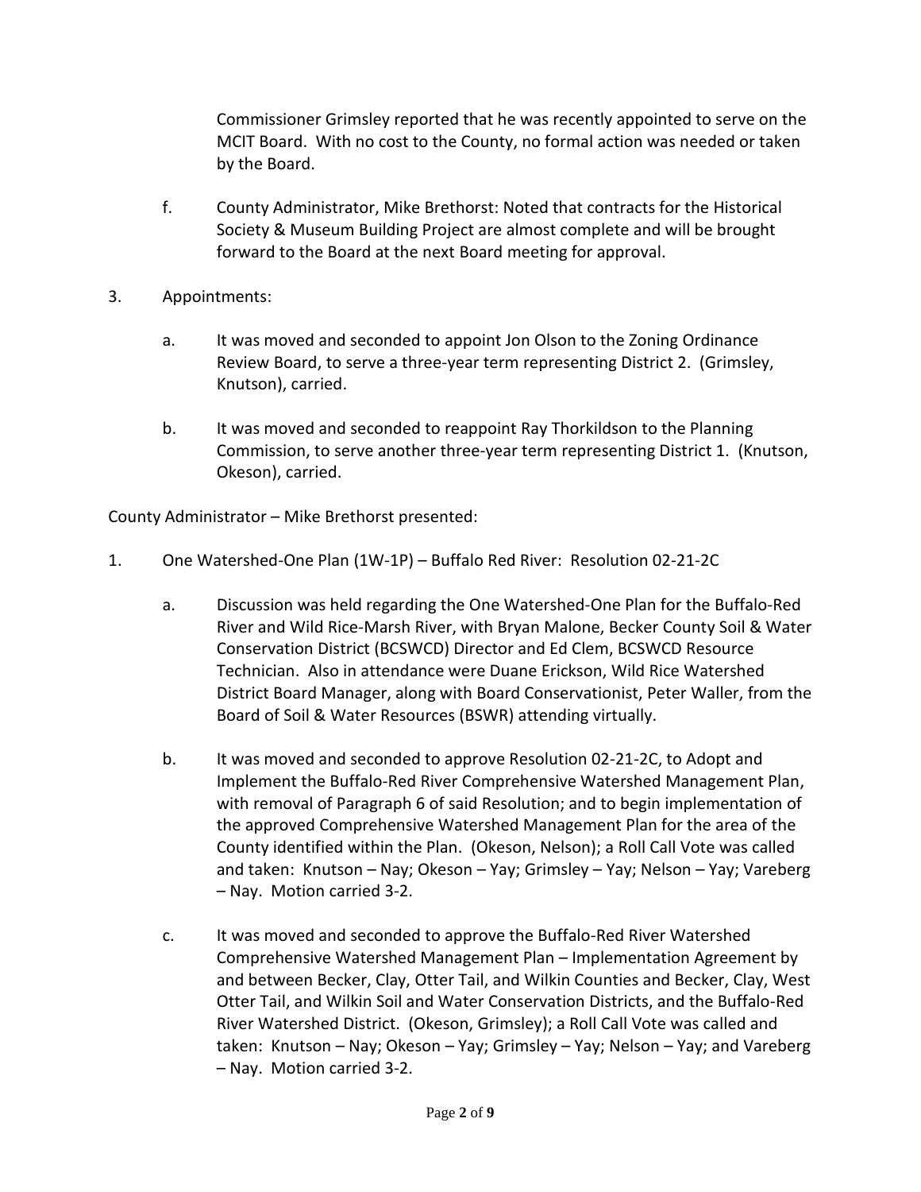Commissioner Grimsley reported that he was recently appointed to serve on the MCIT Board. With no cost to the County, no formal action was needed or taken by the Board.

f. County Administrator, Mike Brethorst: Noted that contracts for the Historical Society & Museum Building Project are almost complete and will be brought forward to the Board at the next Board meeting for approval.

3. Appointments:

a. It was moved and seconded to appoint Jon Olson to the Zoning Ordinance Review Board, to serve a three-year term representing District 2. (Grimsley, Knutson), carried.

b. It was moved and seconded to reappoint Ray Thorkildson to the Planning Commission, to serve another three-year term representing District 1. (Knutson, Okeson), carried.

County Administrator – Mike Brethorst presented:

1. One Watershed-One Plan (1W-1P) – Buffalo Red River: Resolution 02-21-2C

a. Discussion was held regarding the One Watershed-One Plan for the Buffalo-Red River and Wild Rice-Marsh River, with Bryan Malone, Becker County Soil & Water Conservation District (BCSWCD) Director and Ed Clem, BCSWCD Resource Technician. Also in attendance were Duane Erickson, Wild Rice Watershed District Board Manager, along with Board Conservationist, Peter Waller, from the Board of Soil & Water Resources (BSWR) attending virtually.

b. It was moved and seconded to approve Resolution 02-21-2C, to Adopt and Implement the Buffalo-Red River Comprehensive Watershed Management Plan, with removal of Paragraph 6 of said Resolution; and to begin implementation of the approved Comprehensive Watershed Management Plan for the area of the County identified within the Plan. (Okeson, Nelson); a Roll Call Vote was called and taken: Knutson – Nay; Okeson – Yay; Grimsley – Yay; Nelson – Yay; Vareberg – Nay. Motion carried 3-2.

c. It was moved and seconded to approve the Buffalo-Red River Watershed Comprehensive Watershed Management Plan – Implementation Agreement by and between Becker, Clay, Otter Tail, and Wilkin Counties and Becker, Clay, West Otter Tail, and Wilkin Soil and Water Conservation Districts, and the Buffalo-Red River Watershed District. (Okeson, Grimsley); a Roll Call Vote was called and taken: Knutson – Nay; Okeson – Yay; Grimsley – Yay; Nelson – Yay; and Vareberg – Nay. Motion carried 3-2.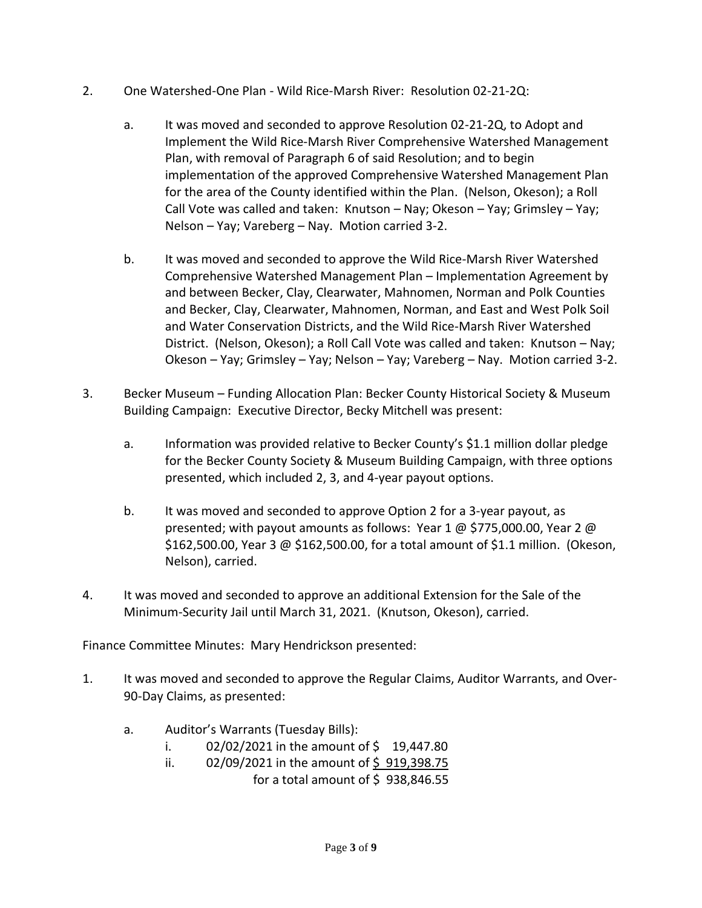2. One Watershed-One Plan - Wild Rice-Marsh River: Resolution 02-21-2Q:

   a. It was moved and seconded to approve Resolution 02-21-2Q, to Adopt and Implement the Wild Rice-Marsh River Comprehensive Watershed Management Plan, with removal of Paragraph 6 of said Resolution; and to begin implementation of the approved Comprehensive Watershed Management Plan for the area of the County identified within the Plan. (Nelson, Okeson); a Roll Call Vote was called and taken: Knutson – Nay; Okeson – Yay; Grimsley – Yay; Nelson – Yay; Vareberg – Nay. Motion carried 3-2.

   b. It was moved and seconded to approve the Wild Rice-Marsh River Watershed Comprehensive Watershed Management Plan – Implementation Agreement by and between Becker, Clay, Clearwater, Mahnomen, Norman and Polk Counties and Becker, Clay, Clearwater, Mahnomen, Norman, and East and West Polk Soil and Water Conservation Districts, and the Wild Rice-Marsh River Watershed District. (Nelson, Okeson); a Roll Call Vote was called and taken: Knutson – Nay; Okeson – Yay; Grimsley – Yay; Nelson – Yay; Vareberg – Nay. Motion carried 3-2.

3. Becker Museum – Funding Allocation Plan: Becker County Historical Society & Museum Building Campaign: Executive Director, Becky Mitchell was present:

   a. Information was provided relative to Becker County's $1.1 million dollar pledge for the Becker County Society & Museum Building Campaign, with three options presented, which included 2, 3, and 4-year payout options.

   b. It was moved and seconded to approve Option 2 for a 3-year payout, as presented; with payout amounts as follows: Year 1 @ $775,000.00, Year 2 @ $162,500.00, Year 3 @ $162,500.00, for a total amount of $1.1 million. (Okeson, Nelson), carried.

4. It was moved and seconded to approve an additional Extension for the Sale of the Minimum-Security Jail until March 31, 2021. (Knutson, Okeson), carried.

Finance Committee Minutes: Mary Hendrickson presented:

1. It was moved and seconded to approve the Regular Claims, Auditor Warrants, and Over-90-Day Claims, as presented:

   a. Auditor's Warrants (Tuesday Bills):
      i. 02/02/2021 in the amount of $ 19,447.80
      ii. 02/09/2021 in the amount of $ 919,398.75
      for a total amount of $ 938,846.55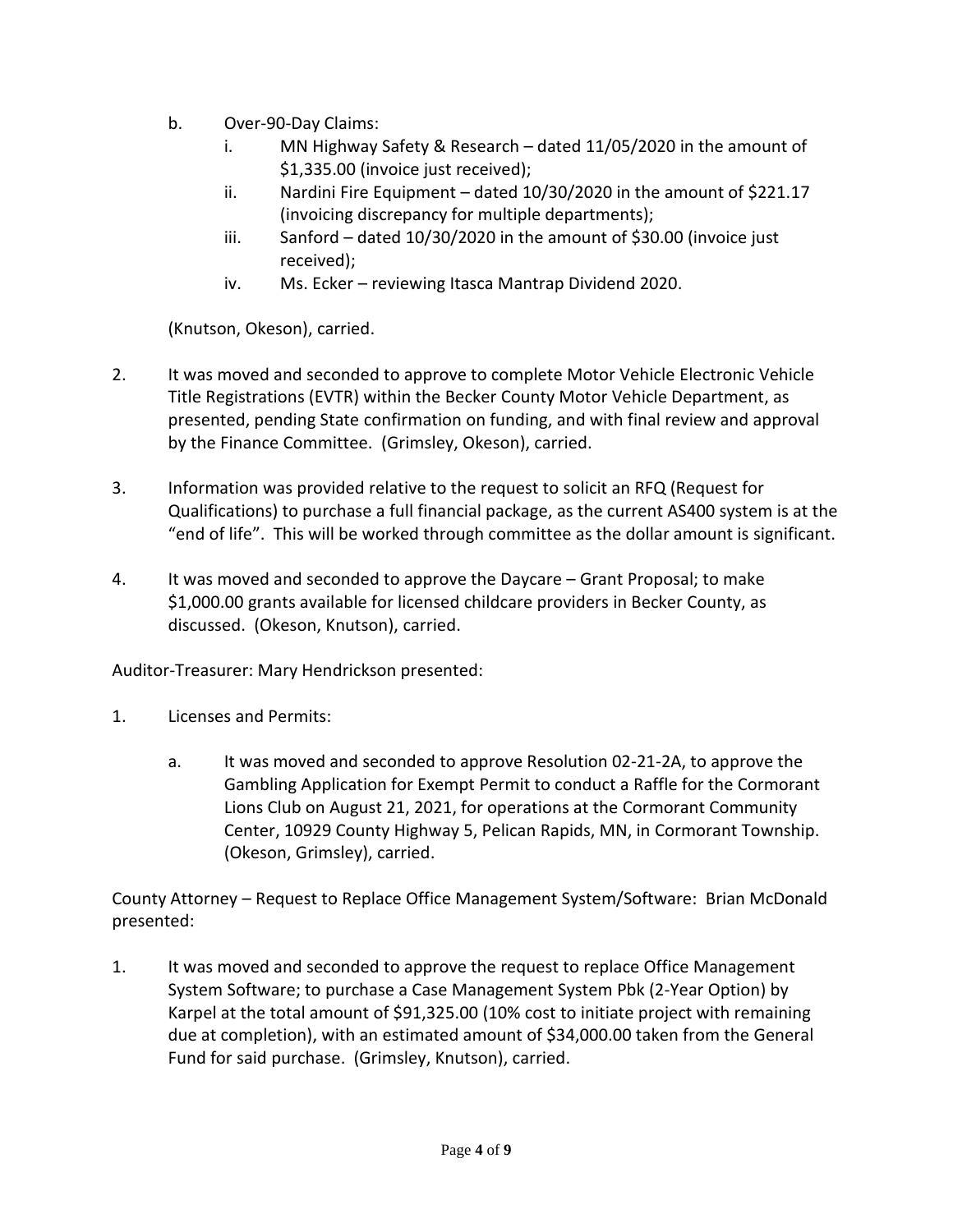b. Over-90-Day Claims:

   i. MN Highway Safety & Research – dated 11/05/2020 in the amount of $1,335.00 (invoice just received);

   ii. Nardini Fire Equipment – dated 10/30/2020 in the amount of $221.17 (invoicing discrepancy for multiple departments);

   iii. Sanford – dated 10/30/2020 in the amount of $30.00 (invoice just received);

   iv. Ms. Ecker – reviewing Itasca Mantrap Dividend 2020.

(Knutson, Okeson), carried.

2. It was moved and seconded to approve to complete Motor Vehicle Electronic Vehicle Title Registrations (EVTR) within the Becker County Motor Vehicle Department, as presented, pending State confirmation on funding, and with final review and approval by the Finance Committee. (Grimsley, Okeson), carried.

3. Information was provided relative to the request to solicit an RFQ (Request for Qualifications) to purchase a full financial package, as the current AS400 system is at the "end of life". This will be worked through committee as the dollar amount is significant.

4. It was moved and seconded to approve the Daycare – Grant Proposal; to make $1,000.00 grants available for licensed childcare providers in Becker County, as discussed. (Okeson, Knutson), carried.

Auditor-Treasurer: Mary Hendrickson presented:

1. Licenses and Permits:

   a. It was moved and seconded to approve Resolution 02-21-2A, to approve the Gambling Application for Exempt Permit to conduct a Raffle for the Cormorant Lions Club on August 21, 2021, for operations at the Cormorant Community Center, 10929 County Highway 5, Pelican Rapids, MN, in Cormorant Township. (Okeson, Grimsley), carried.

County Attorney – Request to Replace Office Management System/Software: Brian McDonald presented:

1. It was moved and seconded to approve the request to replace Office Management System Software; to purchase a Case Management System Pbk (2-Year Option) by Karpel at the total amount of $91,325.00 (10% cost to initiate project with remaining due at completion), with an estimated amount of $34,000.00 taken from the General Fund for said purchase. (Grimsley, Knutson), carried.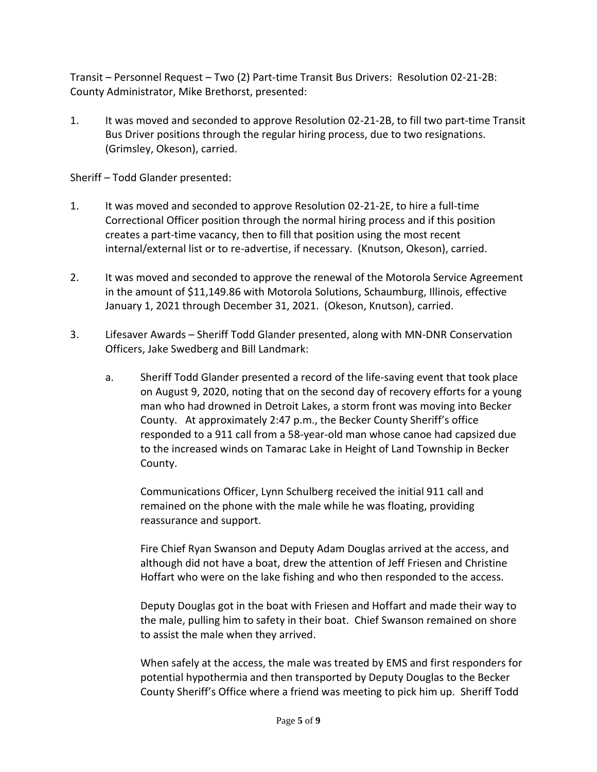Transit – Personnel Request – Two (2) Part-time Transit Bus Drivers: Resolution 02-21-2B: County Administrator, Mike Brethorst, presented:

1. It was moved and seconded to approve Resolution 02-21-2B, to fill two part-time Transit Bus Driver positions through the regular hiring process, due to two resignations. (Grimsley, Okeson), carried.

Sheriff – Todd Glander presented:

1. It was moved and seconded to approve Resolution 02-21-2E, to hire a full-time Correctional Officer position through the normal hiring process and if this position creates a part-time vacancy, then to fill that position using the most recent internal/external list or to re-advertise, if necessary. (Knutson, Okeson), carried.

2. It was moved and seconded to approve the renewal of the Motorola Service Agreement in the amount of $11,149.86 with Motorola Solutions, Schaumburg, Illinois, effective January 1, 2021 through December 31, 2021. (Okeson, Knutson), carried.

3. Lifesaver Awards – Sheriff Todd Glander presented, along with MN-DNR Conservation Officers, Jake Swedberg and Bill Landmark:

   a. Sheriff Todd Glander presented a record of the life-saving event that took place on August 9, 2020, noting that on the second day of recovery efforts for a young man who had drowned in Detroit Lakes, a storm front was moving into Becker County. At approximately 2:47 p.m., the Becker County Sheriff's office responded to a 911 call from a 58-year-old man whose canoe had capsized due to the increased winds on Tamarac Lake in Height of Land Township in Becker County.

      Communications Officer, Lynn Schulberg received the initial 911 call and remained on the phone with the male while he was floating, providing reassurance and support.

      Fire Chief Ryan Swanson and Deputy Adam Douglas arrived at the access, and although did not have a boat, drew the attention of Jeff Friesen and Christine Hoffart who were on the lake fishing and who then responded to the access.

      Deputy Douglas got in the boat with Friesen and Hoffart and made their way to the male, pulling him to safety in their boat. Chief Swanson remained on shore to assist the male when they arrived.

      When safely at the access, the male was treated by EMS and first responders for potential hypothermia and then transported by Deputy Douglas to the Becker County Sheriff's Office where a friend was meeting to pick him up. Sheriff Todd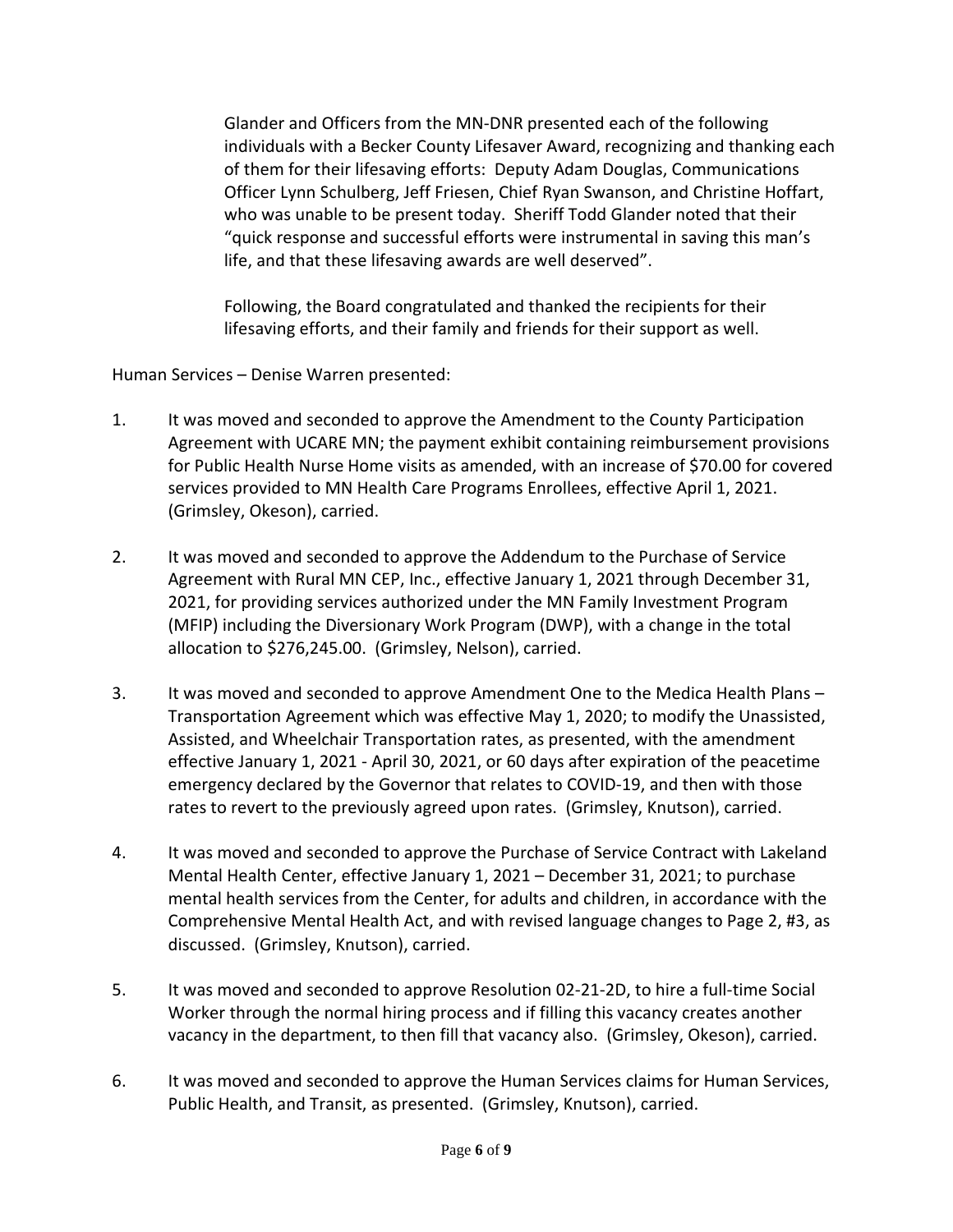Glander and Officers from the MN-DNR presented each of the following individuals with a Becker County Lifesaver Award, recognizing and thanking each of them for their lifesaving efforts: Deputy Adam Douglas, Communications Officer Lynn Schulberg, Jeff Friesen, Chief Ryan Swanson, and Christine Hoffart, who was unable to be present today. Sheriff Todd Glander noted that their "quick response and successful efforts were instrumental in saving this man's life, and that these lifesaving awards are well deserved".

Following, the Board congratulated and thanked the recipients for their lifesaving efforts, and their family and friends for their support as well.

Human Services – Denise Warren presented:

1. It was moved and seconded to approve the Amendment to the County Participation Agreement with UCARE MN; the payment exhibit containing reimbursement provisions for Public Health Nurse Home visits as amended, with an increase of $70.00 for covered services provided to MN Health Care Programs Enrollees, effective April 1, 2021. (Grimsley, Okeson), carried.

2. It was moved and seconded to approve the Addendum to the Purchase of Service Agreement with Rural MN CEP, Inc., effective January 1, 2021 through December 31, 2021, for providing services authorized under the MN Family Investment Program (MFIP) including the Diversionary Work Program (DWP), with a change in the total allocation to $276,245.00. (Grimsley, Nelson), carried.

3. It was moved and seconded to approve Amendment One to the Medica Health Plans – Transportation Agreement which was effective May 1, 2020; to modify the Unassisted, Assisted, and Wheelchair Transportation rates, as presented, with the amendment effective January 1, 2021 - April 30, 2021, or 60 days after expiration of the peacetime emergency declared by the Governor that relates to COVID-19, and then with those rates to revert to the previously agreed upon rates. (Grimsley, Knutson), carried.

4. It was moved and seconded to approve the Purchase of Service Contract with Lakeland Mental Health Center, effective January 1, 2021 – December 31, 2021; to purchase mental health services from the Center, for adults and children, in accordance with the Comprehensive Mental Health Act, and with revised language changes to Page 2, #3, as discussed. (Grimsley, Knutson), carried.

5. It was moved and seconded to approve Resolution 02-21-2D, to hire a full-time Social Worker through the normal hiring process and if filling this vacancy creates another vacancy in the department, to then fill that vacancy also. (Grimsley, Okeson), carried.

6. It was moved and seconded to approve the Human Services claims for Human Services, Public Health, and Transit, as presented. (Grimsley, Knutson), carried.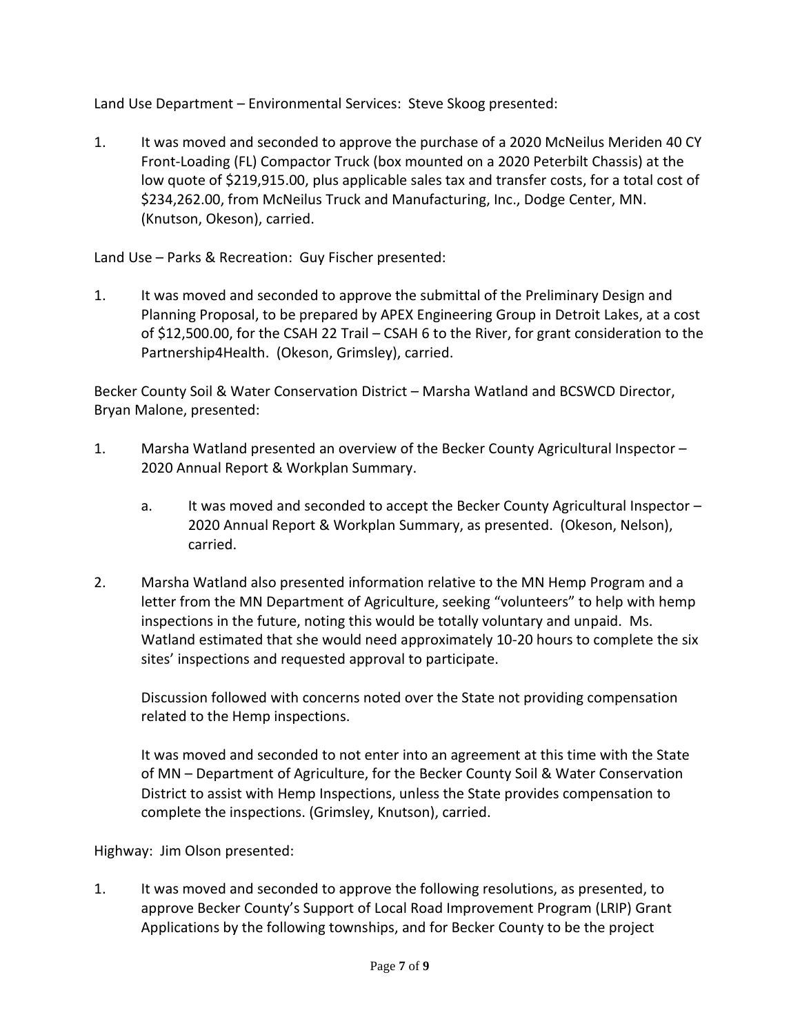Land Use Department – Environmental Services: Steve Skoog presented:

1. It was moved and seconded to approve the purchase of a 2020 McNeilus Meriden 40 CY Front-Loading (FL) Compactor Truck (box mounted on a 2020 Peterbilt Chassis) at the low quote of $219,915.00, plus applicable sales tax and transfer costs, for a total cost of $234,262.00, from McNeilus Truck and Manufacturing, Inc., Dodge Center, MN. (Knutson, Okeson), carried.

Land Use – Parks & Recreation: Guy Fischer presented:

1. It was moved and seconded to approve the submittal of the Preliminary Design and Planning Proposal, to be prepared by APEX Engineering Group in Detroit Lakes, at a cost of $12,500.00, for the CSAH 22 Trail – CSAH 6 to the River, for grant consideration to the Partnership4Health. (Okeson, Grimsley), carried.

Becker County Soil & Water Conservation District – Marsha Watland and BCSWCD Director, Bryan Malone, presented:

1. Marsha Watland presented an overview of the Becker County Agricultural Inspector – 2020 Annual Report & Workplan Summary.

    a. It was moved and seconded to accept the Becker County Agricultural Inspector – 2020 Annual Report & Workplan Summary, as presented. (Okeson, Nelson), carried.

2. Marsha Watland also presented information relative to the MN Hemp Program and a letter from the MN Department of Agriculture, seeking "volunteers" to help with hemp inspections in the future, noting this would be totally voluntary and unpaid. Ms. Watland estimated that she would need approximately 10-20 hours to complete the six sites' inspections and requested approval to participate.

    Discussion followed with concerns noted over the State not providing compensation related to the Hemp inspections.

    It was moved and seconded to not enter into an agreement at this time with the State of MN – Department of Agriculture, for the Becker County Soil & Water Conservation District to assist with Hemp Inspections, unless the State provides compensation to complete the inspections. (Grimsley, Knutson), carried.

Highway: Jim Olson presented:

1. It was moved and seconded to approve the following resolutions, as presented, to approve Becker County's Support of Local Road Improvement Program (LRIP) Grant Applications by the following townships, and for Becker County to be the project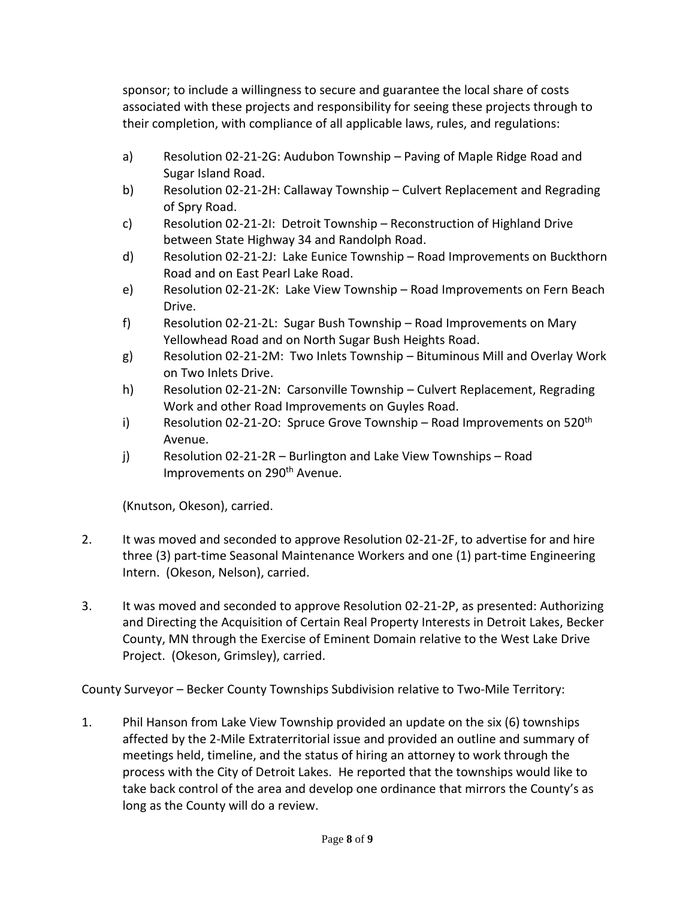sponsor; to include a willingness to secure and guarantee the local share of costs associated with these projects and responsibility for seeing these projects through to their completion, with compliance of all applicable laws, rules, and regulations:

a) Resolution 02-21-2G: Audubon Township – Paving of Maple Ridge Road and Sugar Island Road.

b) Resolution 02-21-2H: Callaway Township – Culvert Replacement and Regrading of Spry Road.

c) Resolution 02-21-2I: Detroit Township – Reconstruction of Highland Drive between State Highway 34 and Randolph Road.

d) Resolution 02-21-2J: Lake Eunice Township – Road Improvements on Buckthorn Road and on East Pearl Lake Road.

e) Resolution 02-21-2K: Lake View Township – Road Improvements on Fern Beach Drive.

f) Resolution 02-21-2L: Sugar Bush Township – Road Improvements on Mary Yellowhead Road and on North Sugar Bush Heights Road.

g) Resolution 02-21-2M: Two Inlets Township – Bituminous Mill and Overlay Work on Two Inlets Drive.

h) Resolution 02-21-2N: Carsonville Township – Culvert Replacement, Regrading Work and other Road Improvements on Guyles Road.

i) Resolution 02-21-2O: Spruce Grove Township – Road Improvements on 520th Avenue.

j) Resolution 02-21-2R – Burlington and Lake View Townships – Road Improvements on 290th Avenue.

(Knutson, Okeson), carried.

2. It was moved and seconded to approve Resolution 02-21-2F, to advertise for and hire three (3) part-time Seasonal Maintenance Workers and one (1) part-time Engineering Intern. (Okeson, Nelson), carried.

3. It was moved and seconded to approve Resolution 02-21-2P, as presented: Authorizing and Directing the Acquisition of Certain Real Property Interests in Detroit Lakes, Becker County, MN through the Exercise of Eminent Domain relative to the West Lake Drive Project. (Okeson, Grimsley), carried.

County Surveyor – Becker County Townships Subdivision relative to Two-Mile Territory:

1. Phil Hanson from Lake View Township provided an update on the six (6) townships affected by the 2-Mile Extraterritorial issue and provided an outline and summary of meetings held, timeline, and the status of hiring an attorney to work through the process with the City of Detroit Lakes. He reported that the townships would like to take back control of the area and develop one ordinance that mirrors the County's as long as the County will do a review.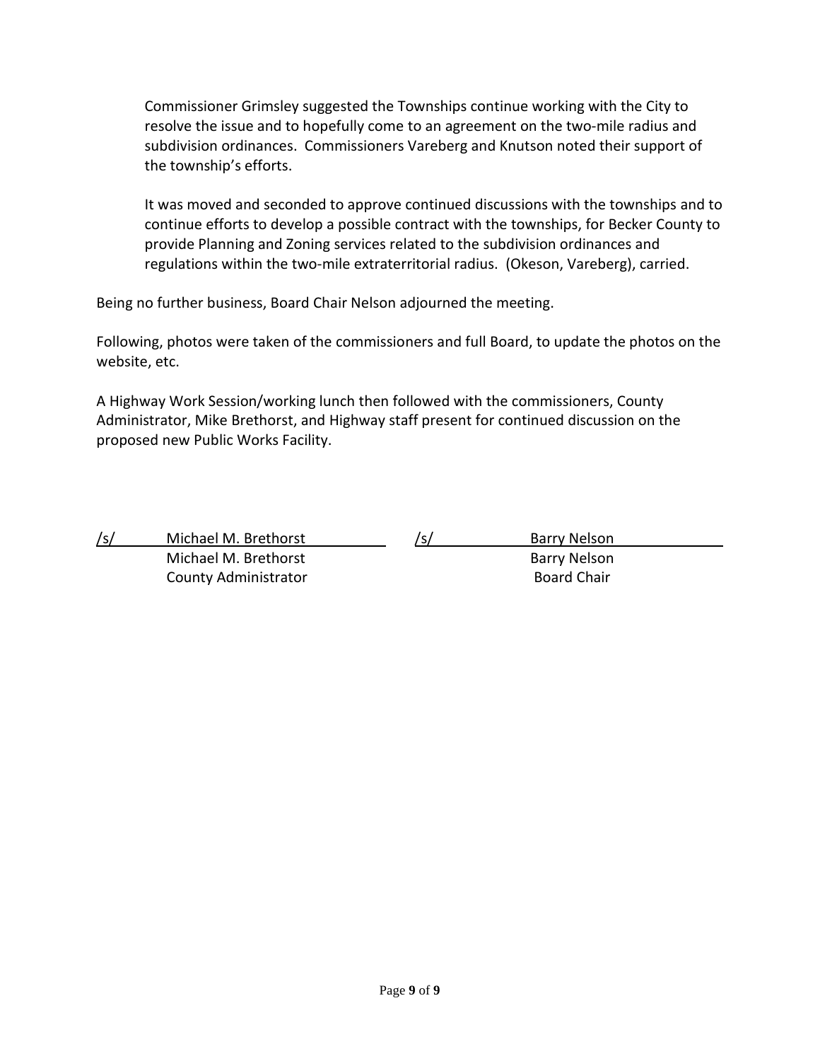Commissioner Grimsley suggested the Townships continue working with the City to resolve the issue and to hopefully come to an agreement on the two-mile radius and subdivision ordinances. Commissioners Vareberg and Knutson noted their support of the township's efforts.

It was moved and seconded to approve continued discussions with the townships and to continue efforts to develop a possible contract with the townships, for Becker County to provide Planning and Zoning services related to the subdivision ordinances and regulations within the two-mile extraterritorial radius. (Okeson, Vareberg), carried.

Being no further business, Board Chair Nelson adjourned the meeting.

Following, photos were taken of the commissioners and full Board, to update the photos on the website, etc.

A Highway Work Session/working lunch then followed with the commissioners, County Administrator, Mike Brethorst, and Highway staff present for continued discussion on the proposed new Public Works Facility.

/s/ Michael M. Brethorst
Michael M. Brethorst
County Administrator

/s/ Barry Nelson
Barry Nelson
Board Chair